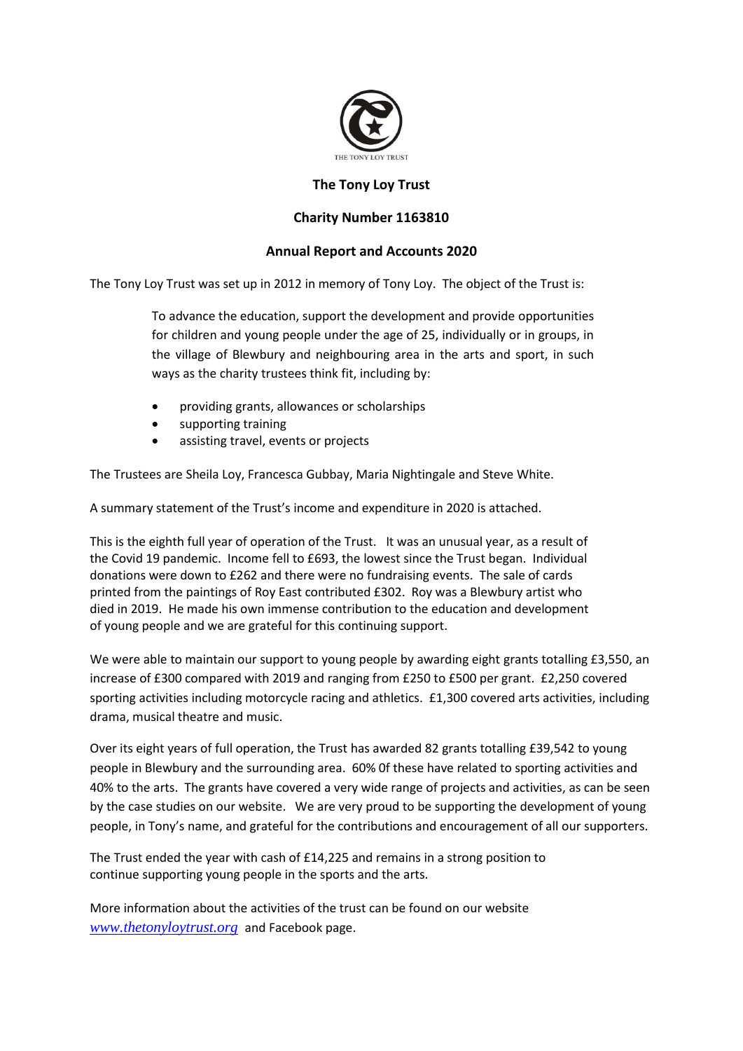THE TONY LOY TRUST

# The Tony Loy Trust

## Charity Number 1163810

## Annual Report and Accounts 2020

The Tony Loy Trust was set up in 2012 in memory of Tony Loy. The object of the Trust is:

> To advance the education, support the development and provide opportunities for children and young people under the age of 25, individually or in groups, in the village of Blewbury and neighbouring area in the arts and sport, in such ways as the charity trustees think fit, including by:
>
> - providing grants, allowances or scholarships
> - supporting training
> - assisting travel, events or projects

The Trustees are Sheila Loy, Francesca Gubbay, Maria Nightingale and Steve White.

A summary statement of the Trust's income and expenditure in 2020 is attached.

This is the eighth full year of operation of the Trust. It was an unusual year, as a result of the Covid 19 pandemic. Income fell to £693, the lowest since the Trust began. Individual donations were down to £262 and there were no fundraising events. The sale of cards printed from the paintings of Roy East contributed £302. Roy was a Blewbury artist who died in 2019. He made his own immense contribution to the education and development of young people and we are grateful for this continuing support.

We were able to maintain our support to young people by awarding eight grants totalling £3,550, an increase of £300 compared with 2019 and ranging from £250 to £500 per grant. £2,250 covered sporting activities including motorcycle racing and athletics. £1,300 covered arts activities, including drama, musical theatre and music.

Over its eight years of full operation, the Trust has awarded 82 grants totalling £39,542 to young people in Blewbury and the surrounding area. 60% 0f these have related to sporting activities and 40% to the arts. The grants have covered a very wide range of projects and activities, as can be seen by the case studies on our website. We are very proud to be supporting the development of young people, in Tony's name, and grateful for the contributions and encouragement of all our supporters.

The Trust ended the year with cash of £14,225 and remains in a strong position to continue supporting young people in the sports and the arts.

More information about the activities of the trust can be found on our website *www.thetonyloytrust.org* and Facebook page.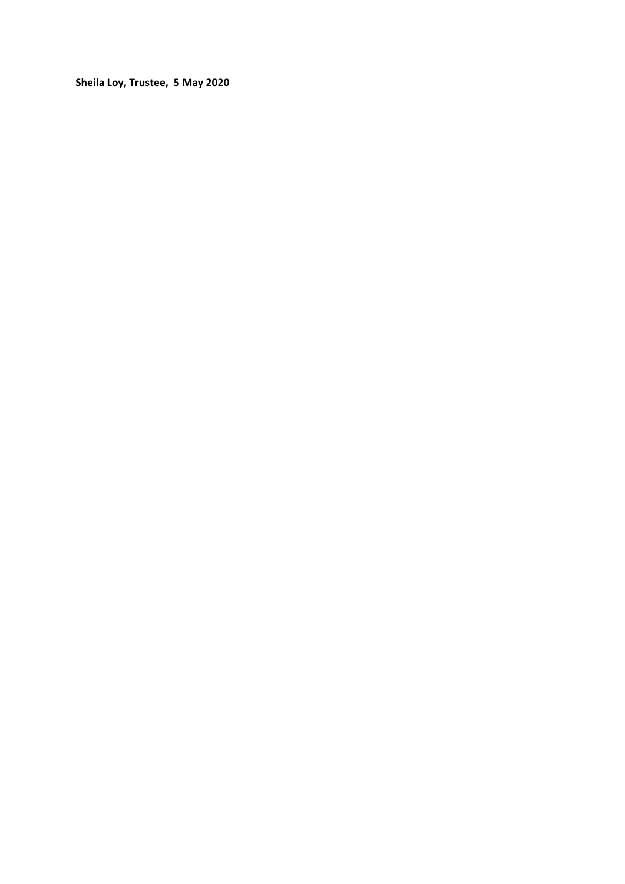**Sheila Loy, Trustee, 5 May 2020**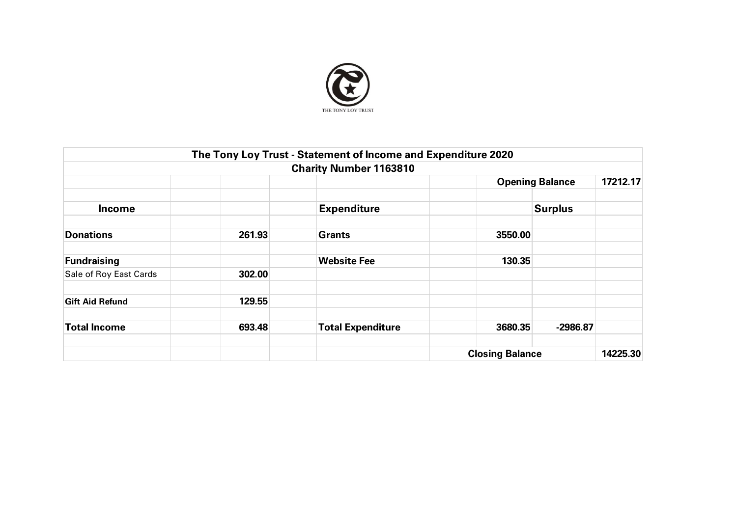THE TONY LOY TRUST

| | | | | | |
|---|---|---|---|---|---|
| **The Tony Loy Trust - Statement of Income and Expenditure 2020** | | | | | |
| **Charity Number 1163810** | | | | | |
| | | | **Opening Balance** | | **17212.17** |
| | | | | | |
| **Income** | | **Expenditure** | | **Surplus** | |
| | | | | | |
| **Donations** | **261.93** | **Grants** | **3550.00** | | |
| | | | | | |
| **Fundraising** | | **Website Fee** | **130.35** | | |
| Sale of Roy East Cards | **302.00** | | | | |
| | | | | | |
| **Gift Aid Refund** | **129.55** | | | | |
| | | | | | |
| **Total Income** | **693.48** | **Total Expenditure** | **3680.35** | **-2986.87** | |
| | | | | | |
| | | | **Closing Balance** | | **14225.30** |